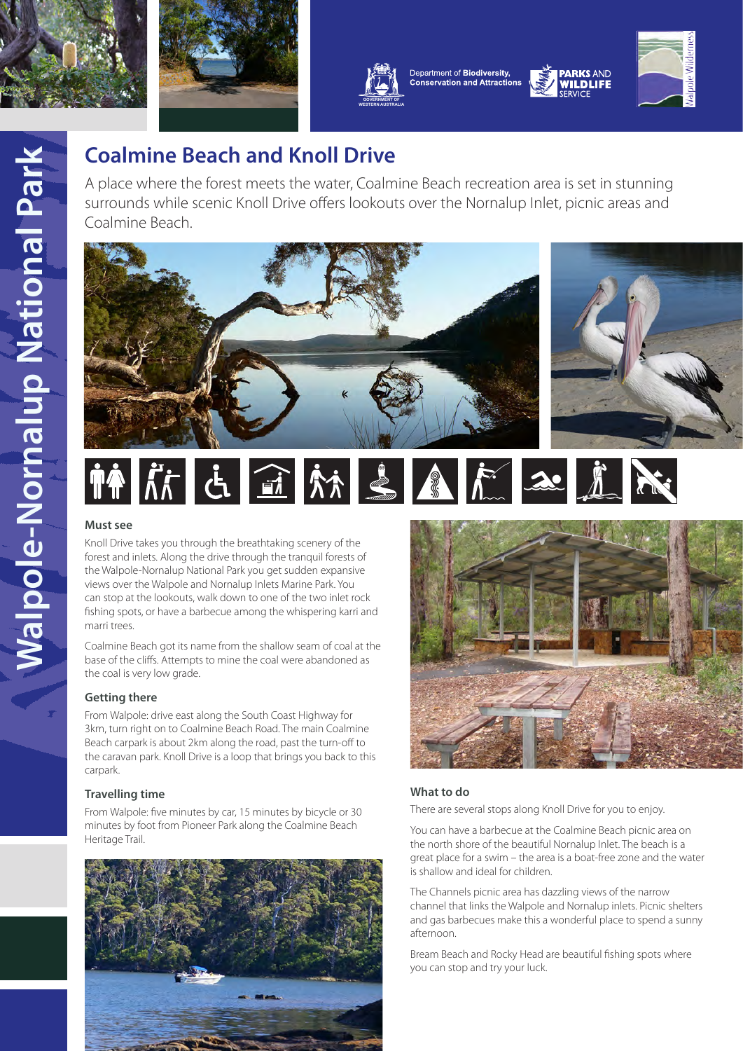Walpole-Nornalup National Park

Department of Biodiversity, Conservation and Attractions

PARKS AND WILDLIFE SERVICE

# Coalmine Beach and Knoll Drive

A place where the forest meets the water, Coalmine Beach recreation area is set in stunning surrounds while scenic Knoll Drive offers lookouts over the Nornalup Inlet, picnic areas and Coalmine Beach.

### Must see

Knoll Drive takes you through the breathtaking scenery of the forest and inlets. Along the drive through the tranquil forests of the Walpole-Nornalup National Park you get sudden expansive views over the Walpole and Nornalup Inlets Marine Park. You can stop at the lookouts, walk down to one of the two inlet rock fishing spots, or have a barbecue among the whispering karri and marri trees.

Coalmine Beach got its name from the shallow seam of coal at the base of the cliffs. Attempts to mine the coal were abandoned as the coal is very low grade.

### Getting there

From Walpole: drive east along the South Coast Highway for 3km, turn right on to Coalmine Beach Road. The main Coalmine Beach carpark is about 2km along the road, past the turn-off to the caravan park. Knoll Drive is a loop that brings you back to this carpark.

### Travelling time

From Walpole: five minutes by car, 15 minutes by bicycle or 30 minutes by foot from Pioneer Park along the Coalmine Beach Heritage Trail.

### What to do

There are several stops along Knoll Drive for you to enjoy.

You can have a barbecue at the Coalmine Beach picnic area on the north shore of the beautiful Nornalup Inlet. The beach is a great place for a swim – the area is a boat-free zone and the water is shallow and ideal for children.

The Channels picnic area has dazzling views of the narrow channel that links the Walpole and Nornalup inlets. Picnic shelters and gas barbecues make this a wonderful place to spend a sunny afternoon.

Bream Beach and Rocky Head are beautiful fishing spots where you can stop and try your luck.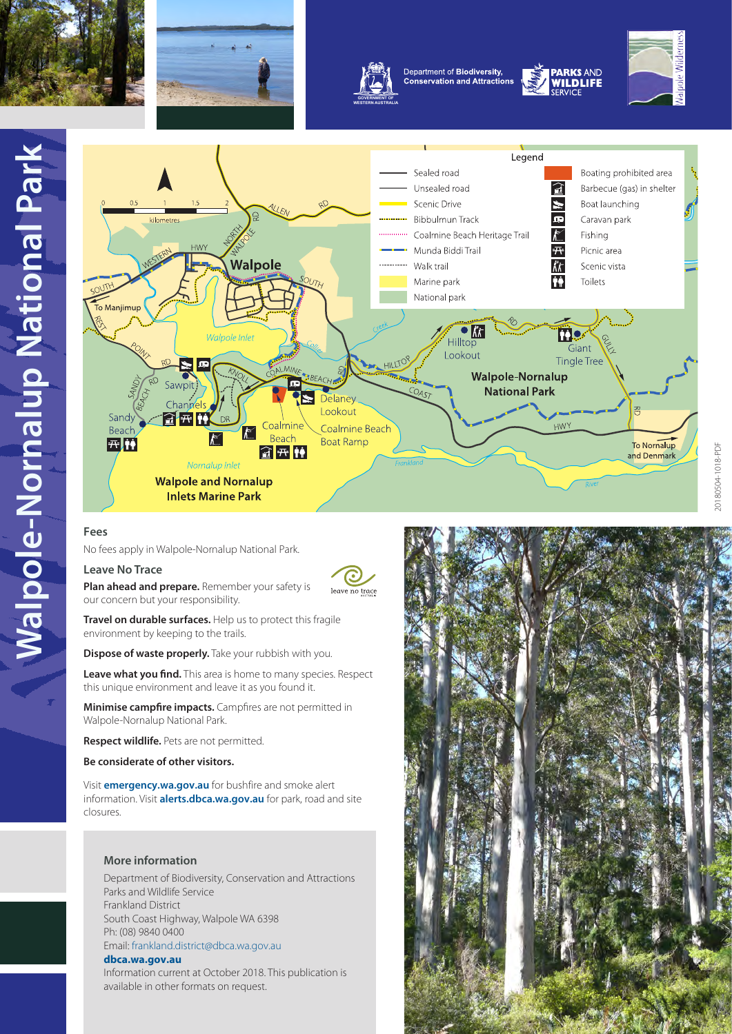# Walpole-Nornalup National Park

Department of **Biodiversity, Conservation and Attractions**

PARKS AND WILDLIFE SERVICE

Legend

- Sealed road
- Unsealed road
- Scenic Drive
- Bibbulmun Track
- Coalmine Beach Heritage Trail
- Munda Biddi Trail
- Walk trail
- Marine park
- National park
- Boating prohibited area
- Barbecue (gas) in shelter
- Boat launching
- Caravan park
- Fishing
- Picnic area
- Scenic vista
- Toilets

0 0.5 1 1.5 2
kilometres

Walpole
To Manjimup
Walpole Inlet
Sawpit
Channels
Sandy Beach
Coalmine Beach
Delaney Lookout
Coalmine Beach Boat Ramp
Hilltop Lookout
Giant Tingle Tree
Walpole-Nornalup National Park
Nornalup Inlet
Walpole and Nornalup Inlets Marine Park
To Nornalup and Denmark
Frankland River

## Fees

No fees apply in Walpole-Nornalup National Park.

## Leave No Trace

**Plan ahead and prepare.** Remember your safety is our concern but your responsibility.

**Travel on durable surfaces.** Help us to protect this fragile environment by keeping to the trails.

**Dispose of waste properly.** Take your rubbish with you.

**Leave what you find.** This area is home to many species. Respect this unique environment and leave it as you found it.

**Minimise campfire impacts.** Campfires are not permitted in Walpole-Nornalup National Park.

**Respect wildlife.** Pets are not permitted.

**Be considerate of other visitors.**

Visit **emergency.wa.gov.au** for bushfire and smoke alert information. Visit **alerts.dbca.wa.gov.au** for park, road and site closures.

## More information

Department of Biodiversity, Conservation and Attractions
Parks and Wildlife Service
Frankland District
South Coast Highway, Walpole WA 6398
Ph: (08) 9840 0400
Email: frankland.district@dbca.wa.gov.au
**dbca.wa.gov.au**
Information current at October 2018. This publication is available in other formats on request.

20180504-1018-PDF